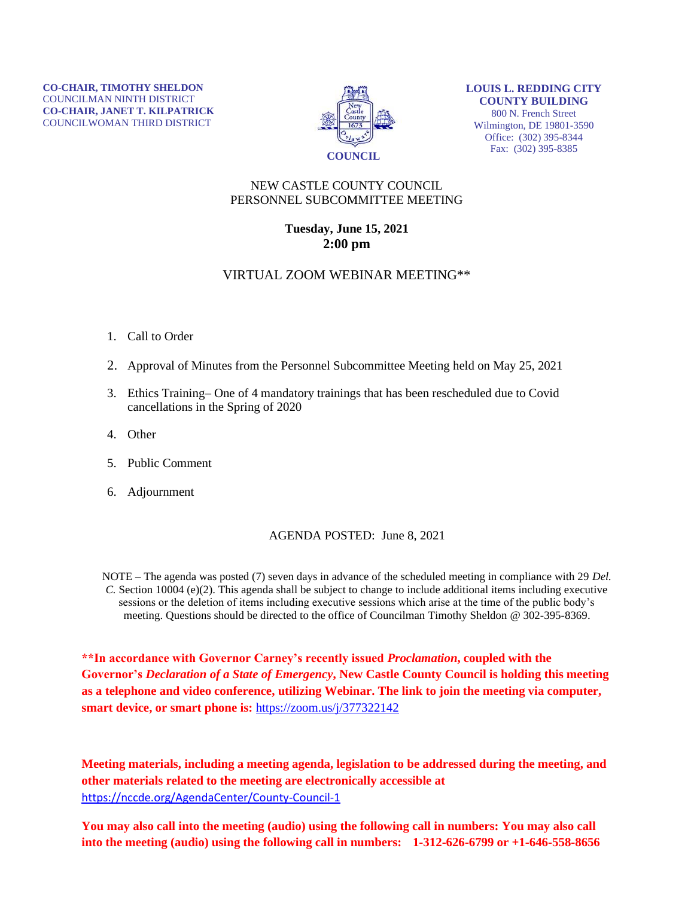**CO-CHAIR, TIMOTHY SHELDON**
COUNCILMAN NINTH DISTRICT
**CO-CHAIR, JANET T. KILPATRICK**
COUNCILWOMAN THIRD DISTRICT

**COUNCIL**

**LOUIS L. REDDING CITY COUNTY BUILDING**
800 N. French Street
Wilmington, DE 19801-3590
Office: (302) 395-8344
Fax: (302) 395-8385

NEW CASTLE COUNTY COUNCIL
PERSONNEL SUBCOMMITTEE MEETING

**Tuesday, June 15, 2021**
**2:00 pm**

VIRTUAL ZOOM WEBINAR MEETING**

1. Call to Order
2. Approval of Minutes from the Personnel Subcommittee Meeting held on May 25, 2021
3. Ethics Training– One of 4 mandatory trainings that has been rescheduled due to Covid cancellations in the Spring of 2020
4. Other
5. Public Comment
6. Adjournment

AGENDA POSTED: June 8, 2021

NOTE – The agenda was posted (7) seven days in advance of the scheduled meeting in compliance with 29 *Del. C.* Section 10004 (e)(2). This agenda shall be subject to change to include additional items including executive sessions or the deletion of items including executive sessions which arise at the time of the public body's meeting. Questions should be directed to the office of Councilman Timothy Sheldon @ 302-395-8369.

****In accordance with Governor Carney's recently issued *Proclamation*, coupled with the Governor's *Declaration of a State of Emergency*, New Castle County Council is holding this meeting as a telephone and video conference, utilizing Webinar. The link to join the meeting via computer, smart device, or smart phone is:** https://zoom.us/j/377322142

**Meeting materials, including a meeting agenda, legislation to be addressed during the meeting, and other materials related to the meeting are electronically accessible at** https://nccde.org/AgendaCenter/County-Council-1

**You may also call into the meeting (audio) using the following call in numbers: You may also call into the meeting (audio) using the following call in numbers: 1-312-626-6799 or +1-646-558-8656**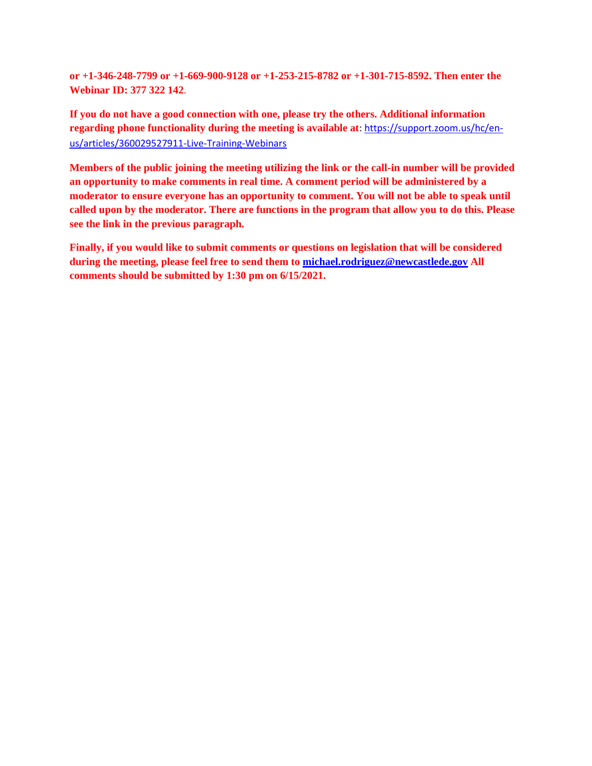**or +1-346-248-7799 or +1-669-900-9128 or +1-253-215-8782 or +1-301-715-8592. Then enter the Webinar ID: 377 322 142**.

**If you do not have a good connection with one, please try the others. Additional information regarding phone functionality during the meeting is available at**: https://support.zoom.us/hc/en-us/articles/360029527911-Live-Training-Webinars

**Members of the public joining the meeting utilizing the link or the call-in number will be provided an opportunity to make comments in real time. A comment period will be administered by a moderator to ensure everyone has an opportunity to comment. You will not be able to speak until called upon by the moderator. There are functions in the program that allow you to do this. Please see the link in the previous paragraph.**

**Finally, if you would like to submit comments or questions on legislation that will be considered during the meeting, please feel free to send them to michael.rodriguez@newcastlede.gov All comments should be submitted by 1:30 pm on 6/15/2021.**